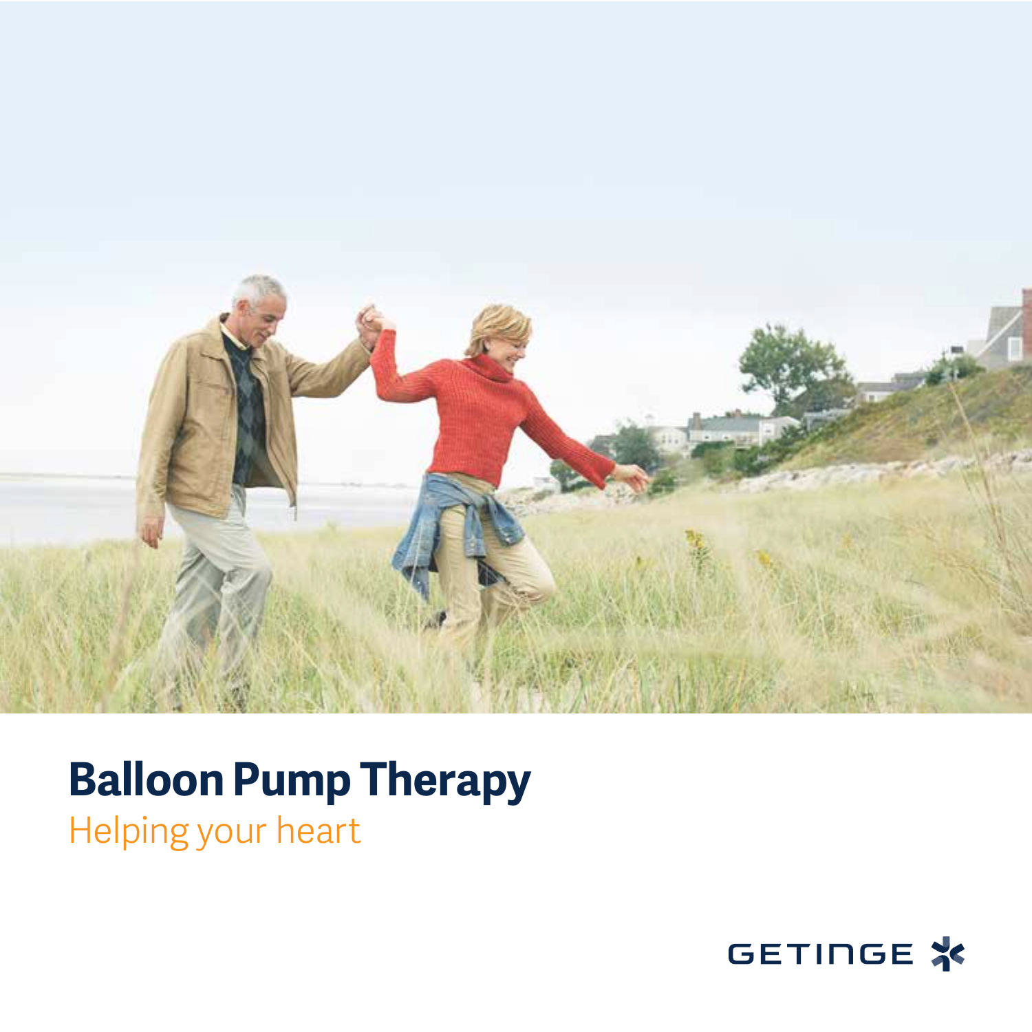# Balloon Pump Therapy

Helping your heart

GETINGE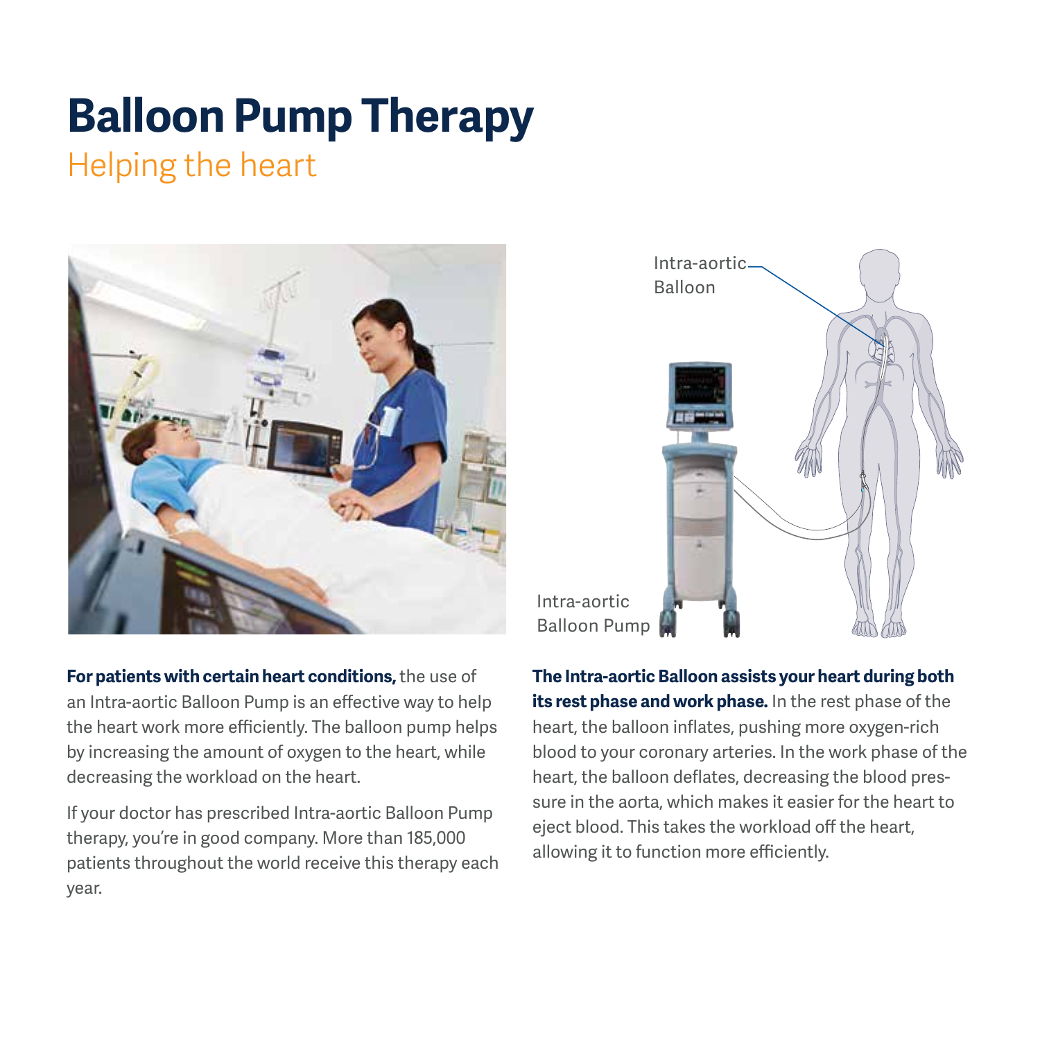# Balloon Pump Therapy

## Helping the heart

**For patients with certain heart conditions,** the use of an Intra-aortic Balloon Pump is an effective way to help the heart work more efficiently. The balloon pump helps by increasing the amount of oxygen to the heart, while decreasing the workload on the heart.

If your doctor has prescribed Intra-aortic Balloon Pump therapy, you're in good company. More than 185,000 patients throughout the world receive this therapy each year.

**The Intra-aortic Balloon assists your heart during both its rest phase and work phase.** In the rest phase of the heart, the balloon inflates, pushing more oxygen-rich blood to your coronary arteries. In the work phase of the heart, the balloon deflates, decreasing the blood pressure in the aorta, which makes it easier for the heart to eject blood. This takes the workload off the heart, allowing it to function more efficiently.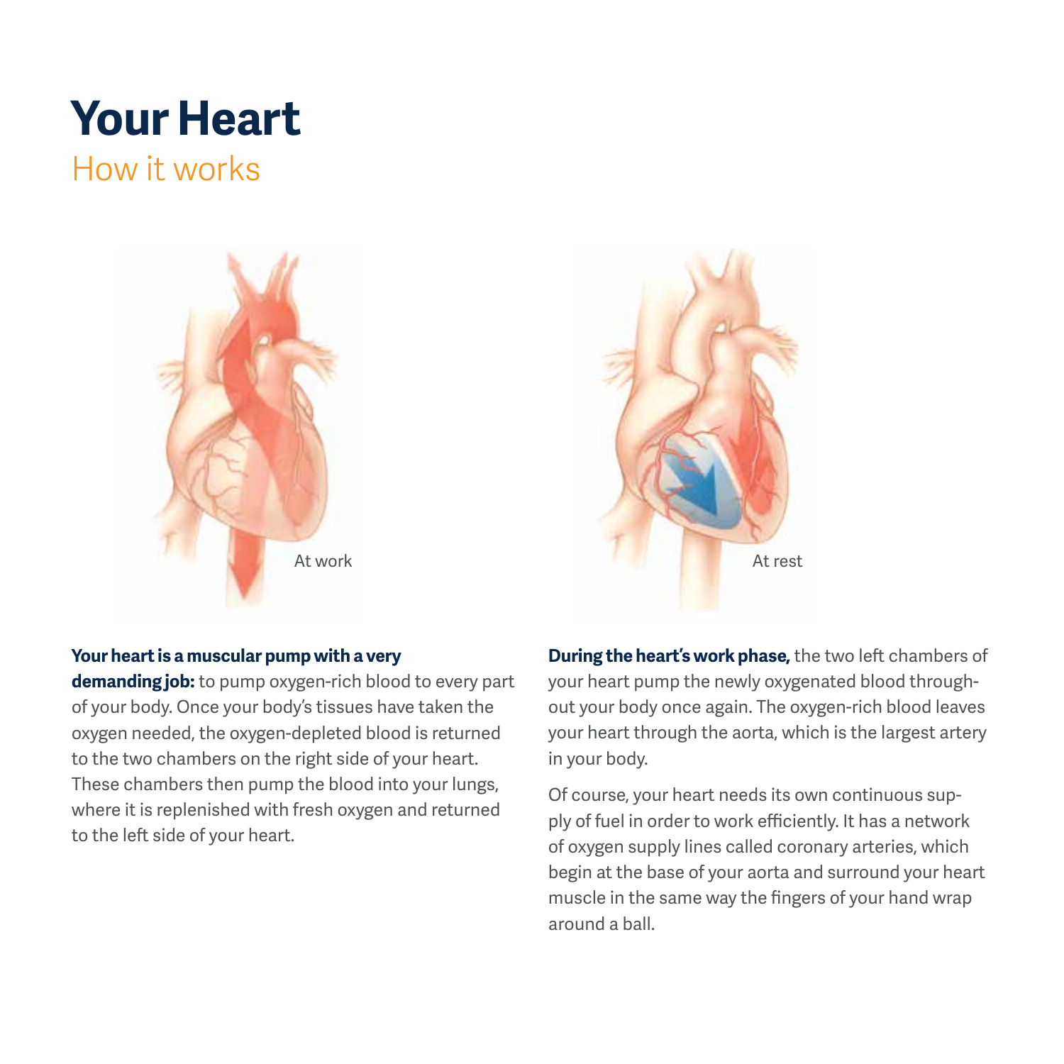# Your Heart

## How it works

At work

At rest

**Your heart is a muscular pump with a very demanding job:** to pump oxygen-rich blood to every part of your body. Once your body's tissues have taken the oxygen needed, the oxygen-depleted blood is returned to the two chambers on the right side of your heart. These chambers then pump the blood into your lungs, where it is replenished with fresh oxygen and returned to the left side of your heart.

**During the heart's work phase,** the two left chambers of your heart pump the newly oxygenated blood throughout your body once again. The oxygen-rich blood leaves your heart through the aorta, which is the largest artery in your body.

Of course, your heart needs its own continuous supply of fuel in order to work efficiently. It has a network of oxygen supply lines called coronary arteries, which begin at the base of your aorta and surround your heart muscle in the same way the fingers of your hand wrap around a ball.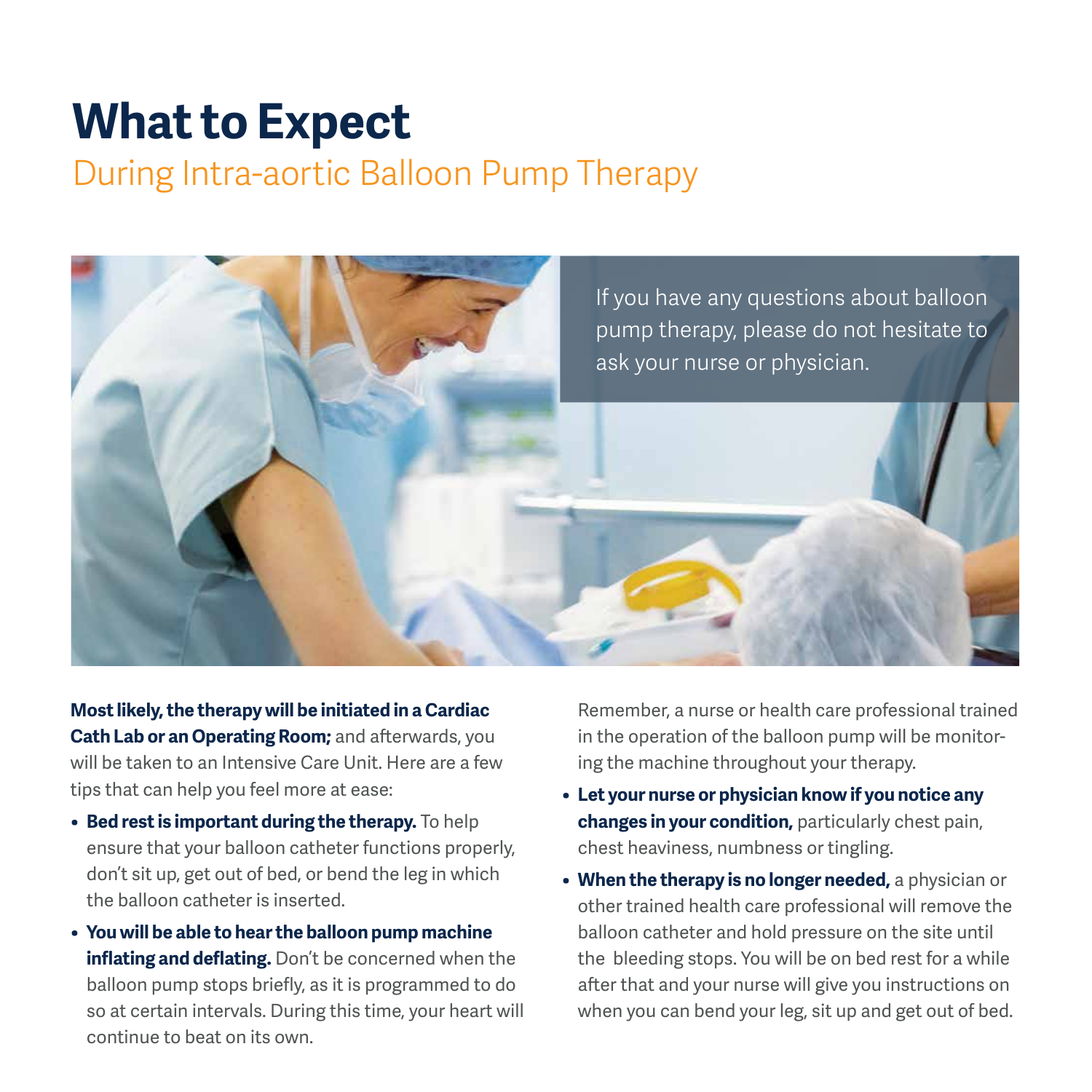# What to Expect

## During Intra-aortic Balloon Pump Therapy

If you have any questions about balloon pump therapy, please do not hesitate to ask your nurse or physician.

**Most likely, the therapy will be initiated in a Cardiac Cath Lab or an Operating Room;** and afterwards, you will be taken to an Intensive Care Unit. Here are a few tips that can help you feel more at ease:

- **Bed rest is important during the therapy.** To help ensure that your balloon catheter functions properly, don't sit up, get out of bed, or bend the leg in which the balloon catheter is inserted.
- **You will be able to hear the balloon pump machine inflating and deflating.** Don't be concerned when the balloon pump stops briefly, as it is programmed to do so at certain intervals. During this time, your heart will continue to beat on its own.

Remember, a nurse or health care professional trained in the operation of the balloon pump will be monitoring the machine throughout your therapy.

- **Let your nurse or physician know if you notice any changes in your condition,** particularly chest pain, chest heaviness, numbness or tingling.
- **When the therapy is no longer needed,** a physician or other trained health care professional will remove the balloon catheter and hold pressure on the site until the bleeding stops. You will be on bed rest for a while after that and your nurse will give you instructions on when you can bend your leg, sit up and get out of bed.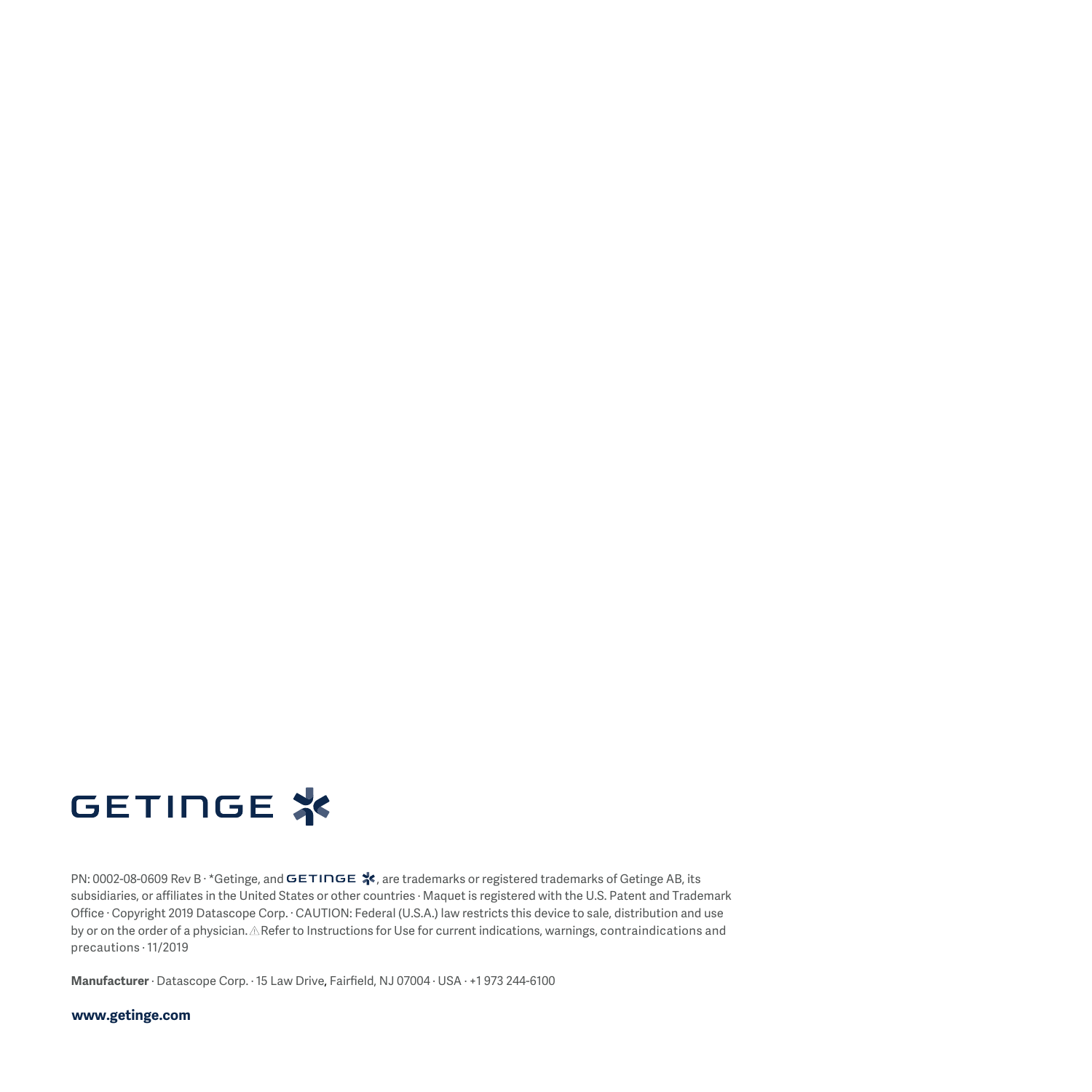GETINGE

PN: 0002-08-0609 Rev B · *Getinge, and GETINGE, are trademarks or registered trademarks of Getinge AB, its subsidiaries, or affiliates in the United States or other countries · Maquet is registered with the U.S. Patent and Trademark Office · Copyright 2019 Datascope Corp. · CAUTION: Federal (U.S.A.) law restricts this device to sale, distribution and use by or on the order of a physician. ⚠ Refer to Instructions for Use for current indications, warnings, contraindications and precautions · 11/2019

**Manufacturer** · Datascope Corp. · 15 Law Drive, Fairfield, NJ 07004 · USA · +1 973 244-6100

**www.getinge.com**